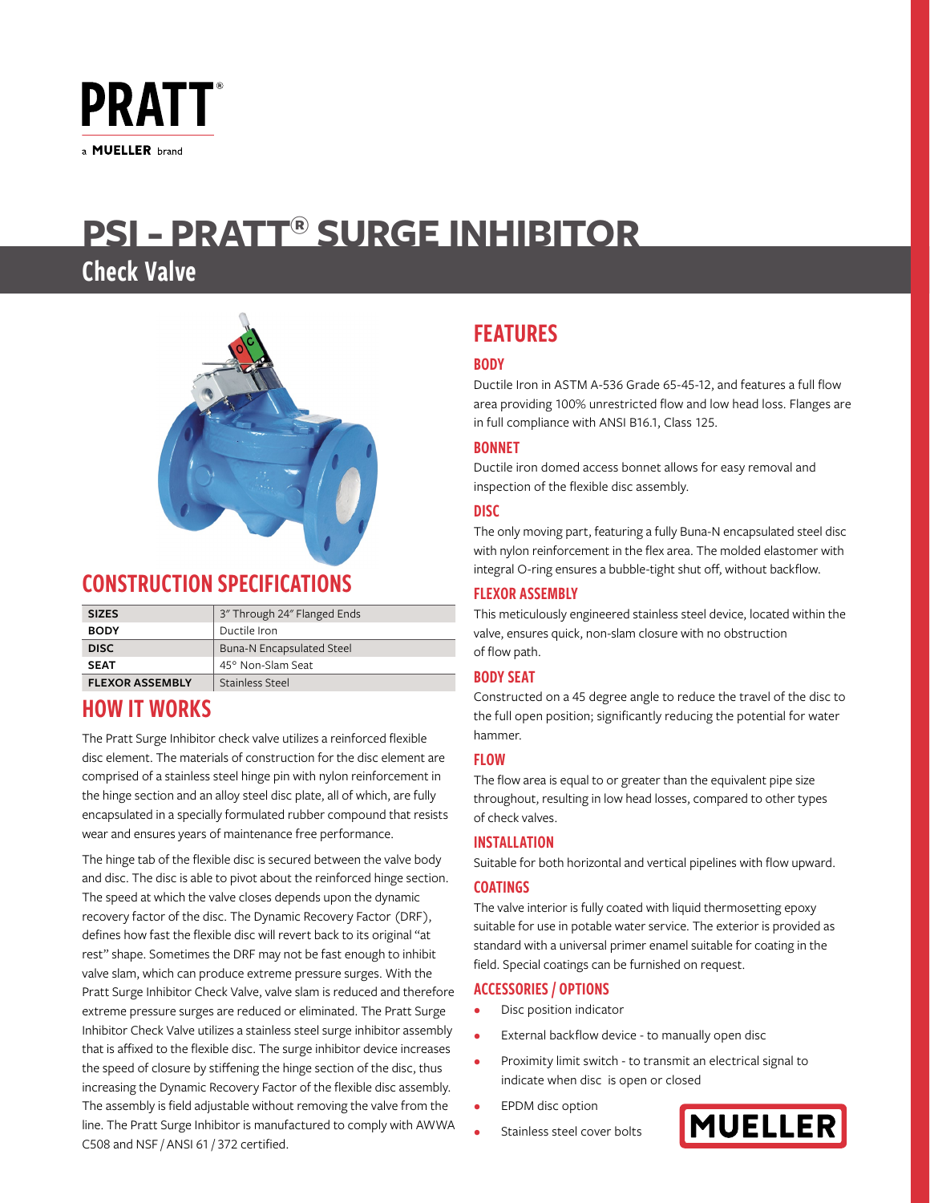PRATT®

a MUELLER brand

# PSI - PRATT® SURGE INHIBITOR

## Check Valve

## CONSTRUCTION SPECIFICATIONS

| | |
|---|---|
| **SIZES** | 3" Through 24" Flanged Ends |
| **BODY** | Ductile Iron |
| **DISC** | Buna-N Encapsulated Steel |
| **SEAT** | 45° Non-Slam Seat |
| **FLEXOR ASSEMBLY** | Stainless Steel |

## HOW IT WORKS

The Pratt Surge Inhibitor check valve utilizes a reinforced flexible disc element. The materials of construction for the disc element are comprised of a stainless steel hinge pin with nylon reinforcement in the hinge section and an alloy steel disc plate, all of which, are fully encapsulated in a specially formulated rubber compound that resists wear and ensures years of maintenance free performance.

The hinge tab of the flexible disc is secured between the valve body and disc. The disc is able to pivot about the reinforced hinge section. The speed at which the valve closes depends upon the dynamic recovery factor of the disc. The Dynamic Recovery Factor (DRF), defines how fast the flexible disc will revert back to its original "at rest" shape. Sometimes the DRF may not be fast enough to inhibit valve slam, which can produce extreme pressure surges. With the Pratt Surge Inhibitor Check Valve, valve slam is reduced and therefore extreme pressure surges are reduced or eliminated. The Pratt Surge Inhibitor Check Valve utilizes a stainless steel surge inhibitor assembly that is affixed to the flexible disc. The surge inhibitor device increases the speed of closure by stiffening the hinge section of the disc, thus increasing the Dynamic Recovery Factor of the flexible disc assembly. The assembly is field adjustable without removing the valve from the line. The Pratt Surge Inhibitor is manufactured to comply with AWWA C508 and NSF / ANSI 61 / 372 certified.

## FEATURES

### BODY

Ductile Iron in ASTM A-536 Grade 65-45-12, and features a full flow area providing 100% unrestricted flow and low head loss. Flanges are in full compliance with ANSI B16.1, Class 125.

### BONNET

Ductile iron domed access bonnet allows for easy removal and inspection of the flexible disc assembly.

### DISC

The only moving part, featuring a fully Buna-N encapsulated steel disc with nylon reinforcement in the flex area. The molded elastomer with integral O-ring ensures a bubble-tight shut off, without backflow.

### FLEXOR ASSEMBLY

This meticulously engineered stainless steel device, located within the valve, ensures quick, non-slam closure with no obstruction of flow path.

### BODY SEAT

Constructed on a 45 degree angle to reduce the travel of the disc to the full open position; significantly reducing the potential for water hammer.

### FLOW

The flow area is equal to or greater than the equivalent pipe size throughout, resulting in low head losses, compared to other types of check valves.

### INSTALLATION

Suitable for both horizontal and vertical pipelines with flow upward.

### COATINGS

The valve interior is fully coated with liquid thermosetting epoxy suitable for use in potable water service. The exterior is provided as standard with a universal primer enamel suitable for coating in the field. Special coatings can be furnished on request.

### ACCESSORIES / OPTIONS

- Disc position indicator
- External backflow device - to manually open disc
- Proximity limit switch - to transmit an electrical signal to indicate when disc is open or closed
- EPDM disc option
- Stainless steel cover bolts

MUELLER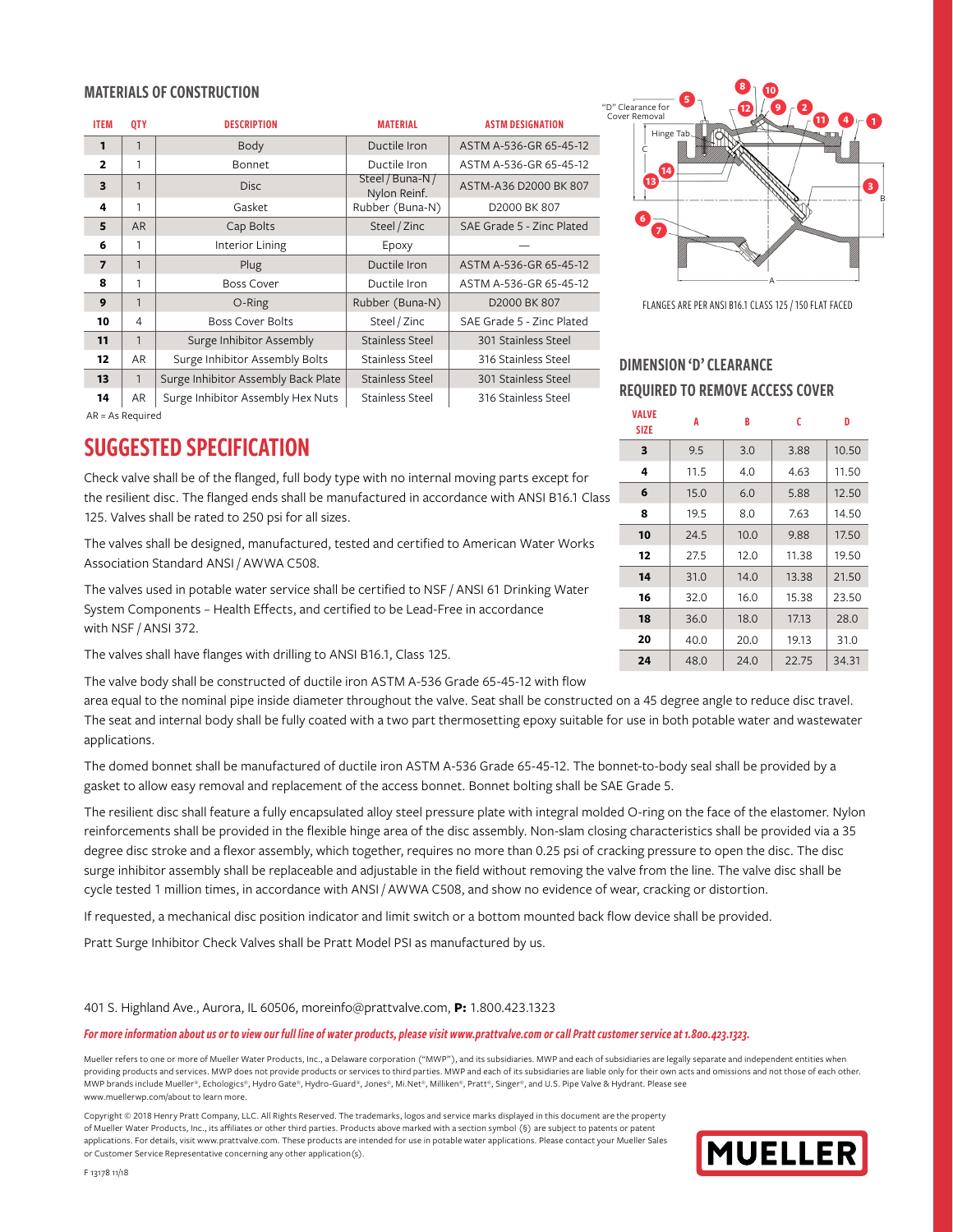## MATERIALS OF CONSTRUCTION

| ITEM | QTY | DESCRIPTION | MATERIAL | ASTM DESIGNATION |
|---|---|---|---|---|
| 1 | 1 | Body | Ductile Iron | ASTM A-536-GR 65-45-12 |
| 2 | 1 | Bonnet | Ductile Iron | ASTM A-536-GR 65-45-12 |
| 3 | 1 | Disc | Steel / Buna-N / Nylon Reinf. | ASTM-A36 D2000 BK 807 |
| 4 | 1 | Gasket | Rubber (Buna-N) | D2000 BK 807 |
| 5 | AR | Cap Bolts | Steel / Zinc | SAE Grade 5 - Zinc Plated |
| 6 | 1 | Interior Lining | Epoxy | — |
| 7 | 1 | Plug | Ductile Iron | ASTM A-536-GR 65-45-12 |
| 8 | 1 | Boss Cover | Ductile Iron | ASTM A-536-GR 65-45-12 |
| 9 | 1 | O-Ring | Rubber (Buna-N) | D2000 BK 807 |
| 10 | 4 | Boss Cover Bolts | Steel / Zinc | SAE Grade 5 - Zinc Plated |
| 11 | 1 | Surge Inhibitor Assembly | Stainless Steel | 301 Stainless Steel |
| 12 | AR | Surge Inhibitor Assembly Bolts | Stainless Steel | 316 Stainless Steel |
| 13 | 1 | Surge Inhibitor Assembly Back Plate | Stainless Steel | 301 Stainless Steel |
| 14 | AR | Surge Inhibitor Assembly Hex Nuts | Stainless Steel | 316 Stainless Steel |

AR = As Required

"D" Clearance for Cover Removal

Hinge Tab

FLANGES ARE PER ANSI B16.1 CLASS 125 / 150 FLAT FACED

## DIMENSION 'D' CLEARANCE REQUIRED TO REMOVE ACCESS COVER

| VALVE SIZE | A | B | C | D |
|---|---|---|---|---|
| 3 | 9.5 | 3.0 | 3.88 | 10.50 |
| 4 | 11.5 | 4.0 | 4.63 | 11.50 |
| 6 | 15.0 | 6.0 | 5.88 | 12.50 |
| 8 | 19.5 | 8.0 | 7.63 | 14.50 |
| 10 | 24.5 | 10.0 | 9.88 | 17.50 |
| 12 | 27.5 | 12.0 | 11.38 | 19.50 |
| 14 | 31.0 | 14.0 | 13.38 | 21.50 |
| 16 | 32.0 | 16.0 | 15.38 | 23.50 |
| 18 | 36.0 | 18.0 | 17.13 | 28.0 |
| 20 | 40.0 | 20.0 | 19.13 | 31.0 |
| 24 | 48.0 | 24.0 | 22.75 | 34.31 |

## SUGGESTED SPECIFICATION

Check valve shall be of the flanged, full body type with no internal moving parts except for the resilient disc. The flanged ends shall be manufactured in accordance with ANSI B16.1 Class 125. Valves shall be rated to 250 psi for all sizes.

The valves shall be designed, manufactured, tested and certified to American Water Works Association Standard ANSI / AWWA C508.

The valves used in potable water service shall be certified to NSF / ANSI 61 Drinking Water System Components – Health Effects, and certified to be Lead-Free in accordance with NSF / ANSI 372.

The valves shall have flanges with drilling to ANSI B16.1, Class 125.

The valve body shall be constructed of ductile iron ASTM A-536 Grade 65-45-12 with flow area equal to the nominal pipe inside diameter throughout the valve. Seat shall be constructed on a 45 degree angle to reduce disc travel. The seat and internal body shall be fully coated with a two part thermosetting epoxy suitable for use in both potable water and wastewater applications.

The domed bonnet shall be manufactured of ductile iron ASTM A-536 Grade 65-45-12. The bonnet-to-body seal shall be provided by a gasket to allow easy removal and replacement of the access bonnet. Bonnet bolting shall be SAE Grade 5.

The resilient disc shall feature a fully encapsulated alloy steel pressure plate with integral molded O-ring on the face of the elastomer. Nylon reinforcements shall be provided in the flexible hinge area of the disc assembly. Non-slam closing characteristics shall be provided via a 35 degree disc stroke and a flexor assembly, which together, requires no more than 0.25 psi of cracking pressure to open the disc. The disc surge inhibitor assembly shall be replaceable and adjustable in the field without removing the valve from the line. The valve disc shall be cycle tested 1 million times, in accordance with ANSI / AWWA C508, and show no evidence of wear, cracking or distortion.

If requested, a mechanical disc position indicator and limit switch or a bottom mounted back flow device shall be provided.

Pratt Surge Inhibitor Check Valves shall be Pratt Model PSI as manufactured by us.

401 S. Highland Ave., Aurora, IL 60506, moreinfo@prattvalve.com, **P:** 1.800.423.1323

*For more information about us or to view our full line of water products, please visit www.prattvalve.com or call Pratt customer service at 1.800.423.1323.*

Mueller refers to one or more of Mueller Water Products, Inc., a Delaware corporation ("MWP"), and its subsidiaries. MWP and each of subsidiaries are legally separate and independent entities when providing products and services. MWP does not provide products or services to third parties. MWP and each of its subsidiaries are liable only for their own acts and omissions and not those of each other. MWP brands include Mueller®, Echologics®, Hydro Gate®, Hydro-Guard®, Jones®, Mi.Net®, Milliken®, Pratt®, Singer®, and U.S. Pipe Valve & Hydrant. Please see www.muellerwp.com/about to learn more.

Copyright © 2018 Henry Pratt Company, LLC. All Rights Reserved. The trademarks, logos and service marks displayed in this document are the property of Mueller Water Products, Inc., its affiliates or other third parties. Products above marked with a section symbol (§) are subject to patents or patent applications. For details, visit www.prattvalve.com. These products are intended for use in potable water applications. Please contact your Mueller Sales or Customer Service Representative concerning any other application(s).

MUELLER

F 13178 11/18